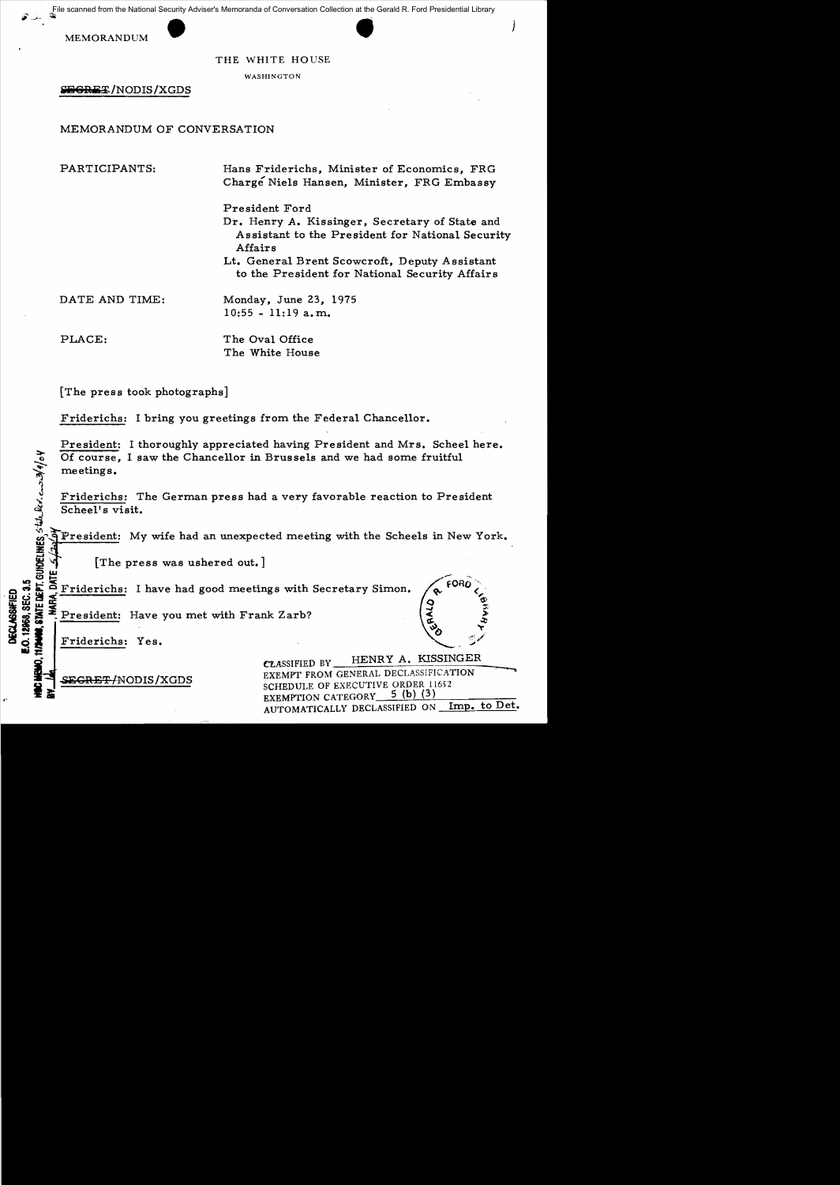File scanned from the National Security Adviser's Memoranda of Conversation Collection at the Gerald R. Ford Presidential Library

MEMORANDUM

THE WHITE HOUSE

WASHINGTON

~~SECRET~~/NODIS/XGDS

MEMORANDUM OF CONVERSATION

PARTICIPANTS: Hans Friderichs, Minister of Economics, FRG
Chargé Niels Hansen, Minister, FRG Embassy

President Ford
Dr. Henry A. Kissinger, Secretary of State and Assistant to the President for National Security Affairs
Lt. General Brent Scowcroft, Deputy Assistant to the President for National Security Affairs

DATE AND TIME: Monday, June 23, 1975
10:55 - 11:19 a.m.

PLACE: The Oval Office
The White House

[The press took photographs]

Friderichs: I bring you greetings from the Federal Chancellor.

President: I thoroughly appreciated having President and Mrs. Scheel here. Of course, I saw the Chancellor in Brussels and we had some fruitful meetings.

Friderichs: The German press had a very favorable reaction to President Scheel's visit.

President: My wife had an unexpected meeting with the Scheels in New York.

[The press was ushered out.]

Friderichs: I have had good meetings with Secretary Simon.

President: Have you met with Frank Zarb?

Friderichs: Yes.

DECLASSIFIED
E.O. 12958, SEC. 3.5
NSC MEMO, 11/24/98, STATE DEPT. GUIDELINES State Rev. 3/9/04
BY ___, NARA, DATE 5/12/04

~~SECRET~~/NODIS/XGDS

CLASSIFIED BY HENRY A. KISSINGER
EXEMPT FROM GENERAL DECLASSIFICATION SCHEDULE OF EXECUTIVE ORDER 11652
EXEMPTION CATEGORY 5 (b) (3)
AUTOMATICALLY DECLASSIFIED ON Imp. to Det.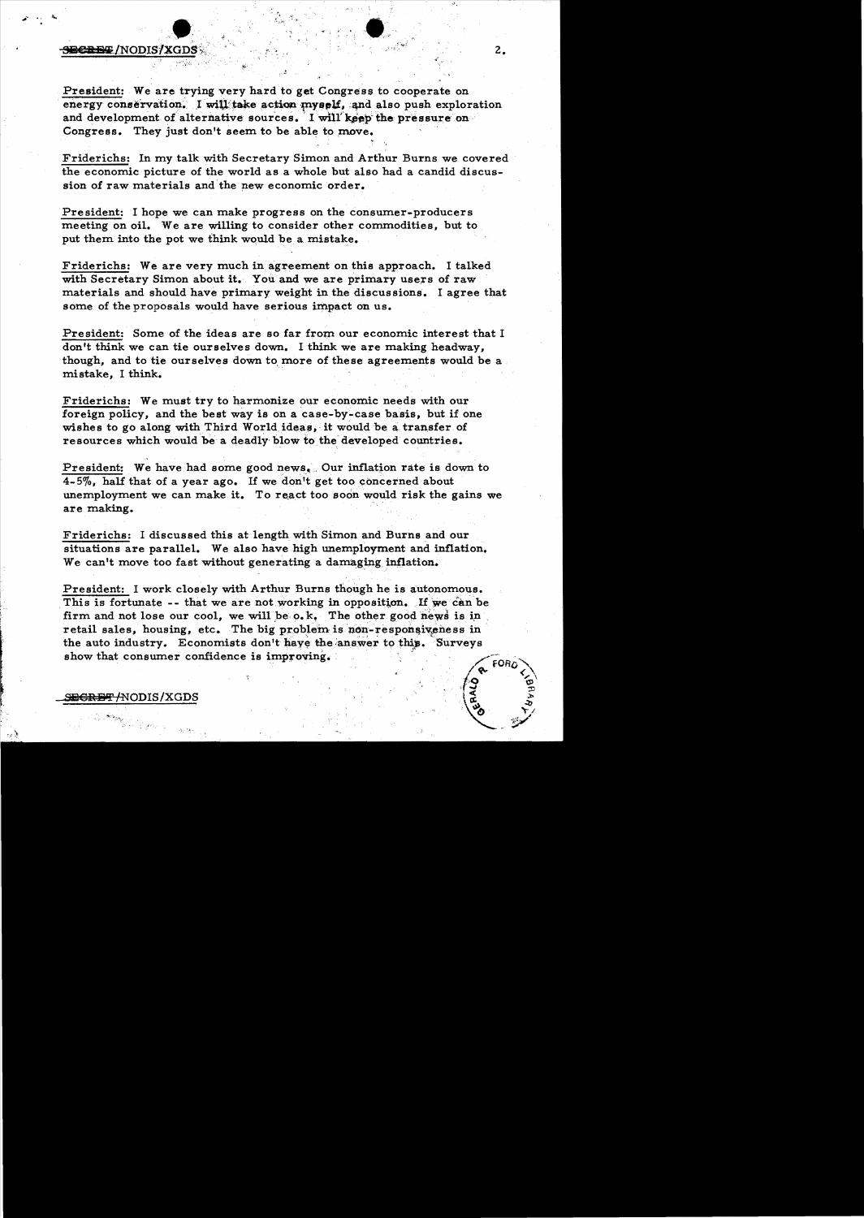**President:** We are trying very hard to get Congress to cooperate on energy conservation. I will take action myself, and also push exploration and development of alternative sources. I will keep the pressure on Congress. They just don't seem to be able to move.

**Friderichs:** In my talk with Secretary Simon and Arthur Burns we covered the economic picture of the world as a whole but also had a candid discussion of raw materials and the new economic order.

**President:** I hope we can make progress on the consumer-producers meeting on oil. We are willing to consider other commodities, but to put them into the pot we think would be a mistake.

**Friderichs:** We are very much in agreement on this approach. I talked with Secretary Simon about it. You and we are primary users of raw materials and should have primary weight in the discussions. I agree that some of the proposals would have serious impact on us.

**President:** Some of the ideas are so far from our economic interest that I don't think we can tie ourselves down. I think we are making headway, though, and to tie ourselves down to more of these agreements would be a mistake, I think.

**Friderichs:** We must try to harmonize our economic needs with our foreign policy, and the best way is on a case-by-case basis, but if one wishes to go along with Third World ideas, it would be a transfer of resources which would be a deadly blow to the developed countries.

**President:** We have had some good news. Our inflation rate is down to 4-5%, half that of a year ago. If we don't get too concerned about unemployment we can make it. To react too soon would risk the gains we are making.

**Friderichs:** I discussed this at length with Simon and Burns and our situations are parallel. We also have high unemployment and inflation. We can't move too fast without generating a damaging inflation.

**President:** I work closely with Arthur Burns though he is autonomous. This is fortunate -- that we are not working in opposition. If we can be firm and not lose our cool, we will be o.k. The other good news is in retail sales, housing, etc. The big problem is non-responsiveness in the auto industry. Economists don't have the answer to this. Surveys show that consumer confidence is improving.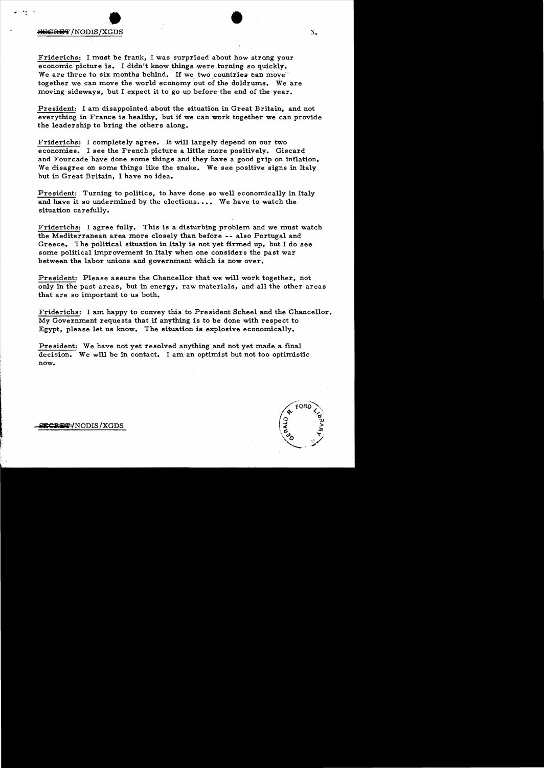Friderichs: I must be frank, I was surprised about how strong your economic picture is. I didn't know things were turning so quickly. We are three to six months behind. If we two countries can move together we can move the world economy out of the doldrums. We are moving sideways, but I expect it to go up before the end of the year.

President: I am disappointed about the situation in Great Britain, and not everything in France is healthy, but if we can work together we can provide the leadership to bring the others along.

Friderichs: I completely agree. It will largely depend on our two economies. I see the French picture a little more positively. Giscard and Fourcade have done some things and they have a good grip on inflation. We disagree on some things like the snake. We see positive signs in Italy but in Great Britain, I have no idea.

President: Turning to politics, to have done so well economically in Italy and have it so undermined by the elections.... We have to watch the situation carefully.

Friderichs: I agree fully. This is a disturbing problem and we must watch the Mediterranean area more closely than before -- also Portugal and Greece. The political situation in Italy is not yet firmed up, but I do see some political improvement in Italy when one considers the past war between the labor unions and government which is now over.

President: Please assure the Chancellor that we will work together, not only in the past areas, but in energy, raw materials, and all the other areas that are so important to us both.

Friderichs: I am happy to convey this to President Scheel and the Chancellor. My Government requests that if anything is to be done with respect to Egypt, please let us know. The situation is explosive economically.

President: We have not yet resolved anything and not yet made a final decision. We will be in contact. I am an optimist but not too optimistic now.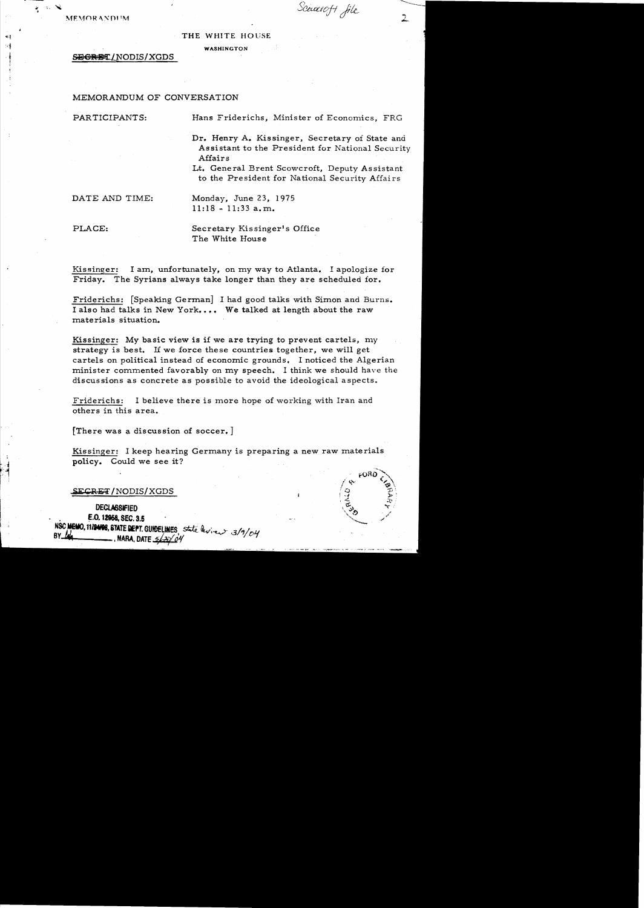MEMORANDUM

Scowcroft file

THE WHITE HOUSE

WASHINGTON

~~SECRET~~/NODIS/XGDS

MEMORANDUM OF CONVERSATION

PARTICIPANTS: Hans Friderichs, Minister of Economics, FRG

Dr. Henry A. Kissinger, Secretary of State and Assistant to the President for National Security Affairs

Lt. General Brent Scowcroft, Deputy Assistant to the President for National Security Affairs

DATE AND TIME: Monday, June 23, 1975
11:18 - 11:33 a.m.

PLACE: Secretary Kissinger's Office
The White House

Kissinger: I am, unfortunately, on my way to Atlanta. I apologize for Friday. The Syrians always take longer than they are scheduled for.

Friderichs: [Speaking German] I had good talks with Simon and Burns. I also had talks in New York.... We talked at length about the raw materials situation.

Kissinger: My basic view is if we are trying to prevent cartels, my strategy is best. If we force these countries together, we will get cartels on political instead of economic grounds. I noticed the Algerian minister commented favorably on my speech. I think we should have the discussions as concrete as possible to avoid the ideological aspects.

Friderichs: I believe there is more hope of working with Iran and others in this area.

[There was a discussion of soccer.]

Kissinger: I keep hearing Germany is preparing a new raw materials policy. Could we see it?

~~SECRET~~/NODIS/XGDS

DECLASSIFIED
E.O. 12958, SEC. 3.5
NSC MEMO, 11/24/98, STATE DEPT. GUIDELINES, State review 3/9/04
BY ___, NARA, DATE 5/20/04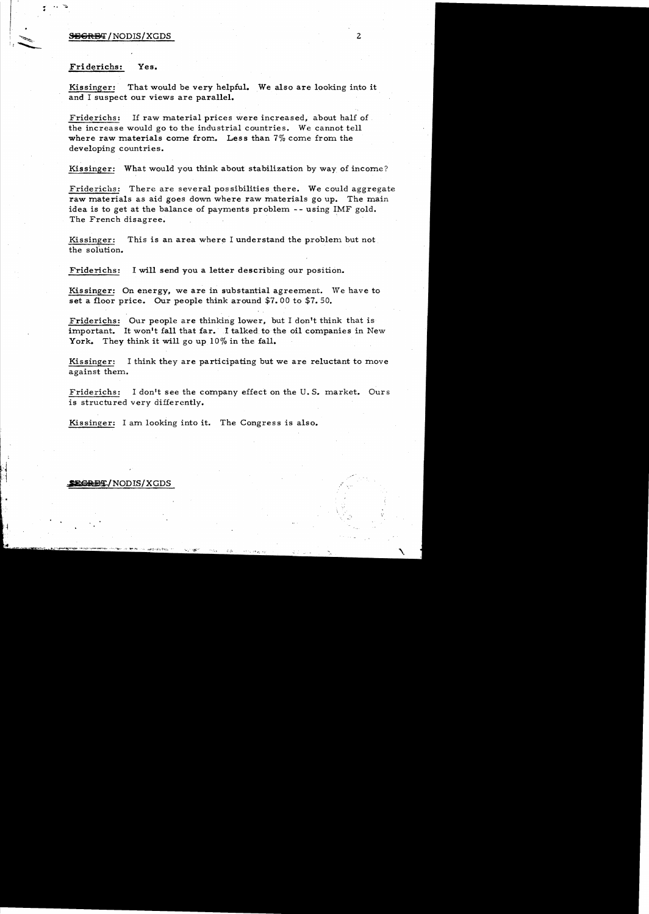Friderichs: Yes.

Kissinger: That would be very helpful. We also are looking into it and I suspect our views are parallel.

Friderichs: If raw material prices were increased, about half of the increase would go to the industrial countries. We cannot tell where raw materials come from. Less than 7% come from the developing countries.

Kissinger: What would you think about stabilization by way of income?

Friderichs: There are several possibilities there. We could aggregate raw materials as aid goes down where raw materials go up. The main idea is to get at the balance of payments problem -- using IMF gold. The French disagree.

Kissinger: This is an area where I understand the problem but not the solution.

Friderichs: I will send you a letter describing our position.

Kissinger: On energy, we are in substantial agreement. We have to set a floor price. Our people think around $7.00 to $7.50.

Friderichs: Our people are thinking lower, but I don't think that is important. It won't fall that far. I talked to the oil companies in New York. They think it will go up 10% in the fall.

Kissinger: I think they are participating but we are reluctant to move against them.

Friderichs: I don't see the company effect on the U.S. market. Ours is structured very differently.

Kissinger: I am looking into it. The Congress is also.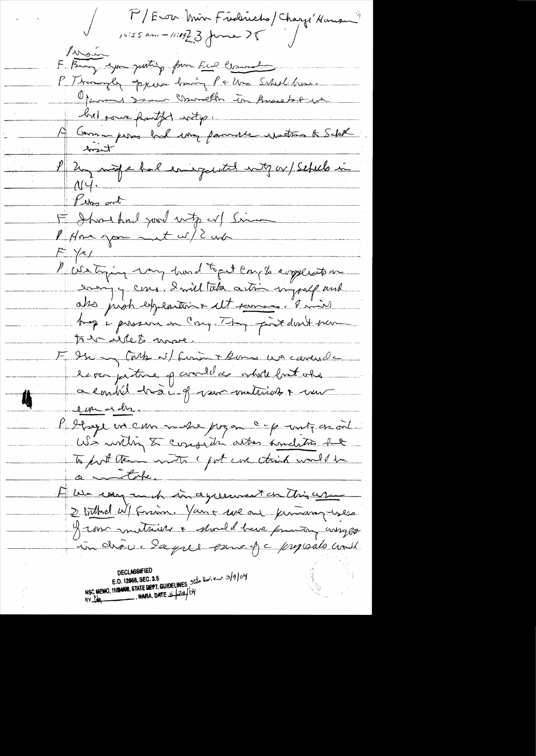P / Econ Min Friderichs / Chargé Hansen ?
10:55 am – 11:15 23 June 75

Persian

F. Bring you greetings from Fed Chancellor

P. Thoroughly enjoyed having P & Mrs Schmidt here. Opportunity to see Chancellor in Brussels & we had some fruitful mtgs.

F. German press had very favorable reactions to Schmidt visit

P. Very impressed and had enjoyed mtg w/ Schmidt in NY.

Press out

F. I have had good mtgs w/ Simon

P. Have you met w/ 2 wks

F. Yes

P. We trying very hard to get Cong to appreciate our energy cons. I will take action myself and also push exploration & alt sources. I will keep pressure on Cong. They just don't seem to realize the need.

F. I see my talk w/ Simon & Burns we concluded clear picture of world econ whole but also a conflict between some of our industries & energy econ

P. I hope we can make progress c-p mtg on oil. We're willing to consider other conditions but to put them into c put we think would be a mistake.

F. We very much in agreement on this issue. 2 talked w/ Simon. Yours & we are primary users of raw materials & should have priority ways in discus. I agree some of c proposals would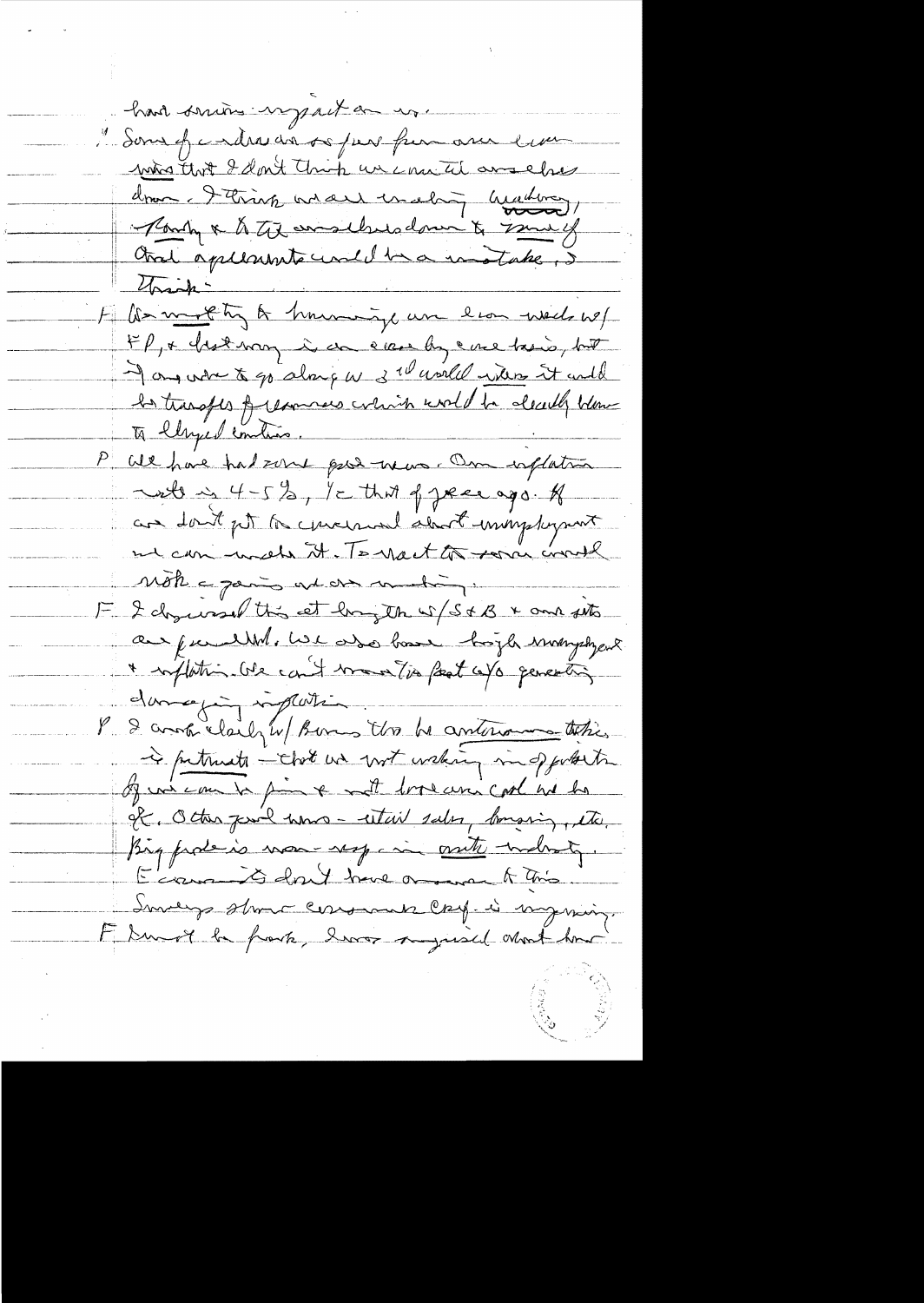had serious impact on us.

": Some of our ideas are so far from our own views that I don't think we could ourselves do ... I think we are making headway, Tanaka & Ohira ourselves down to 7 [illegible] & that agreements would be a mistake, I think.

K: We ought to be hammering our econ needs w/ FP, + best way is an case by case basis, but if any were to go along w/ 3rd world ideas it would be transfer of resources which would be deadly blow to developed countries.

P: We have had some good news. Our inflation rate is 4-5%, 1/2 that of year ago. If we don't get too concerned about unemployment we can work it. To react too soon could make a jump ahead on [illegible].

F: I discussed this at length w/ S+B + our situations are parallel. We also have high unemployment + inflation. We can't move too fast w/o generating damaging inflation.

P: I argued clearly w/ Burns that he anticipates these in future – that we are working in opposite. If we can be firm + not lose our cool we be OK. Other good news – retail sales, housing, etc. Big problem is non-resp in auto industry. Economists don't have answer to this. Surveys show consumer conf. is improving.

F: Must be frank, have surprised about how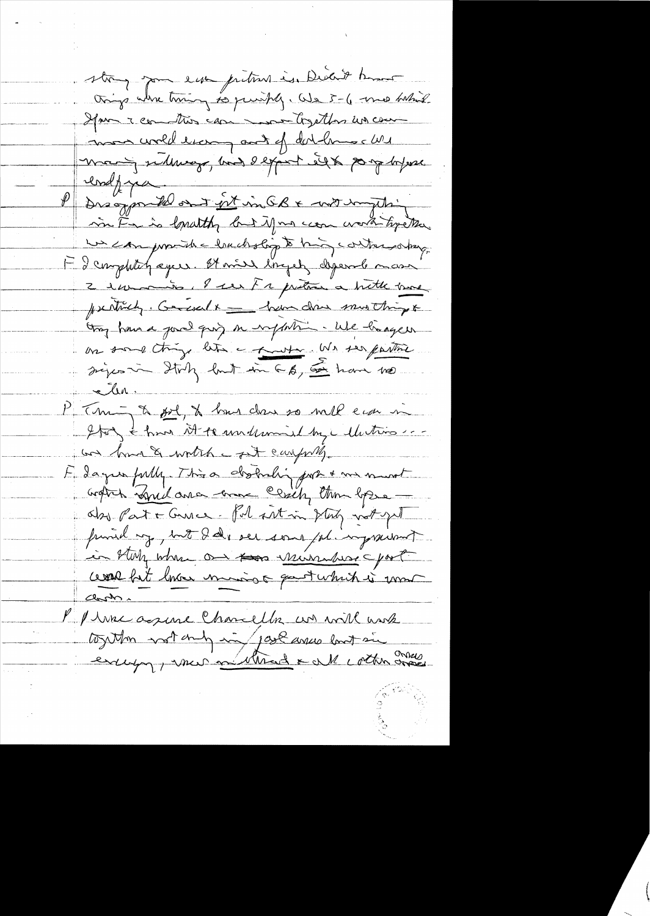strong your econ picture is. Didn't know things were turning so quickly. We 5-6 nos behind. If our 2 countries can work together we can move world economy out of doldrums. We may sideways, but I expect it to go up before end of year.

P Disappointed at GB & not anything in Fr is healthy but if we can work together we can provide leadership to bring others along.

F I completely agree. It will largely depend on 2 economies. I see Fr picture a little more positively. Giscard & — have done many things & they have a good grip on inflation. We disagree on some things but — [?]. We see positive signs in Italy but in GB, we have no clear.

P Turning to pol, & how do so well even in Italy & how it is undermined by elections — we have to watch it carefully.

F I agree fully. This a disturbing factor & we must watch Spanish area more closely than before — also Port & Greece. Pol sit in Italy not yet finished, but I do see some pol. improvement in Italy where our [?] Minister's party could but lower more gain which is more clear.

P I was assure Chancellor we will work together not only in [?] areas but in everything, more in [?] & all other areas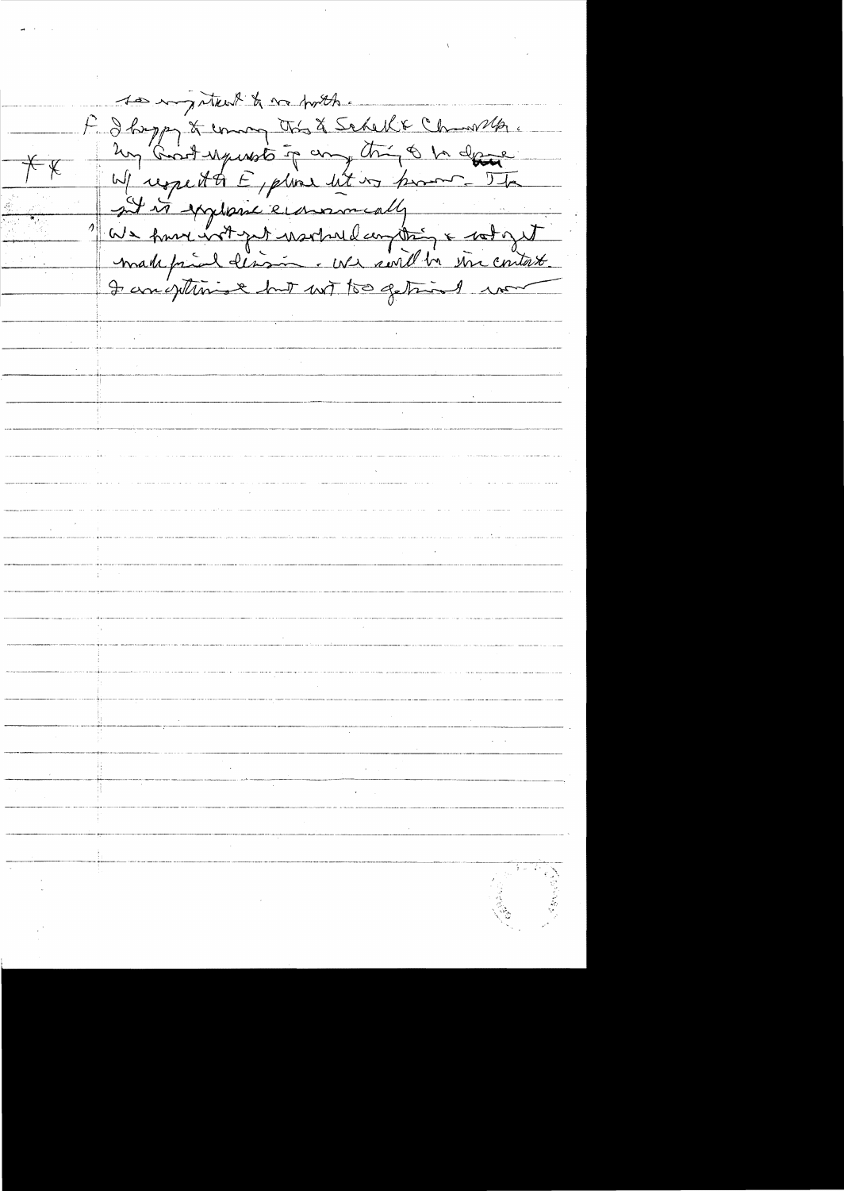so important to our health.

F. I happy to [?] Otto & Schell & Chancellor.

** Any Govt requests for any thing to be done

W/ respect to E, please let us know. The

pt is explore economically

1) We have not yet resolved anything & not yet

made final decision. We will be in contact.

I am optimistic but not too getting [?]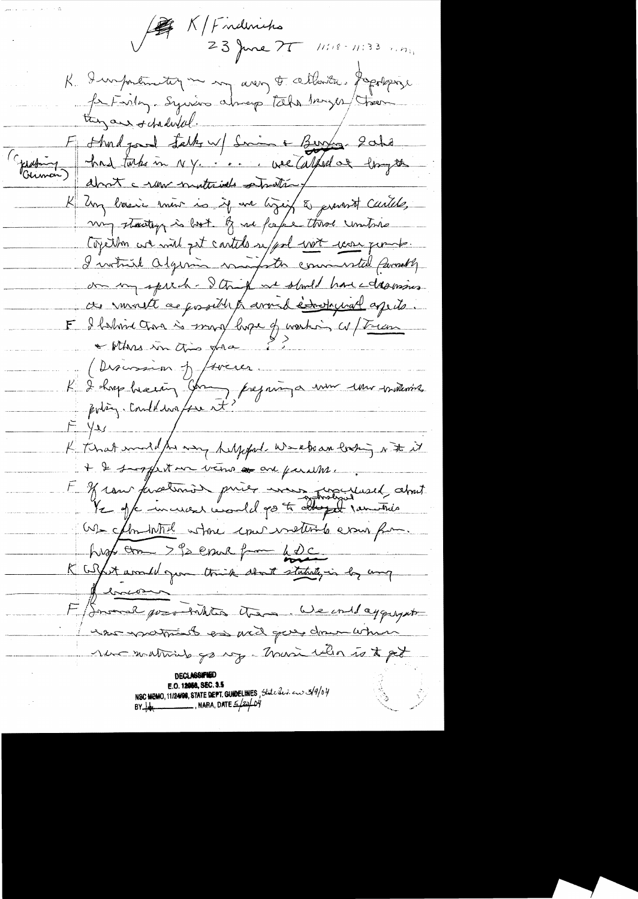K / Fredericks

23 June 75 11:18 - 11:33 a.m.

K. Importunity in my way to attention. Apologize for Friday. Sessions always take longer than they are scheduled.

F. Had good talks w/ Simon & Burns. Also had talks in N.Y. . . . we talked at length about a raw materials situation. (Pushing Simon)

K. My basic view is if we try to prevent cartels, my strategy is best. If we face those countries together we will get cartels w/ Pol not econ purpose. I interpret Algerian minister comment favorably on my speech. I think we should have discussions as much as possible to avoid ideological aspects.

F. I believe there is more hope of working w/ Iran & others in this area??

(Discussion of Iran.

K. I keep hearing (?) preparing a new raw materials policy. Could we see it?

F. Yes

K. That would be very helpful. We've been looking at it & I support our views are parallel.

F. If raw material prices were indexed, about ¾ of increase would go to developed countries. We commented strong raw materials exports from LDC more than 7% except from LDC.

K. What would you think about stability in buying of (?)

F. Several possibilities there. We could aggregate raw materials as and give down when raw materials go up. Main idea is to get

DECLASSIFIED
E.O. 12958, SEC. 3.5
NSC MEMO, 11/24/98, STATE DEPT. GUIDELINES, State Rev. 3/9/04
BY [illegible], NARA, DATE 5/20/04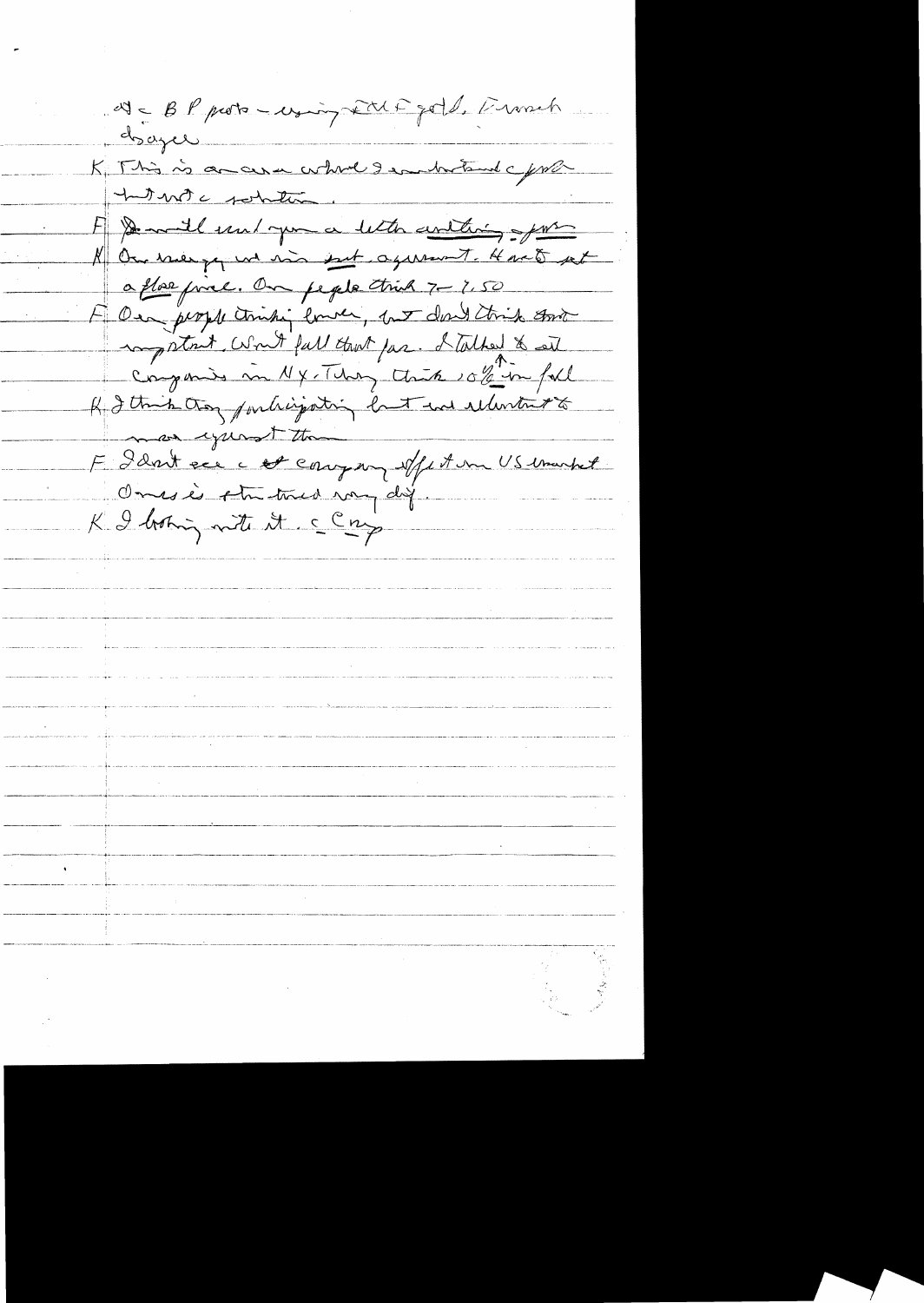-Q – B P pacts – using EEC gold. French dayee

K. This is an area where I understand your interest in solution.

F. I will send you a letter outlining the proposal.

K. Our mandates are not yet agreement. Have to set a floor price. Our people think 7 – 7.50

F. Our people think lower, but don't think that important. Won't fall that far. I talked to oil companies in N.Y. They think 10% ↑ in fall

K. I think they are participating but we understand the more urgent than

F. I don't see the company affect on US market. Ours is structured very diff.

K. I looking into it. c Cvy